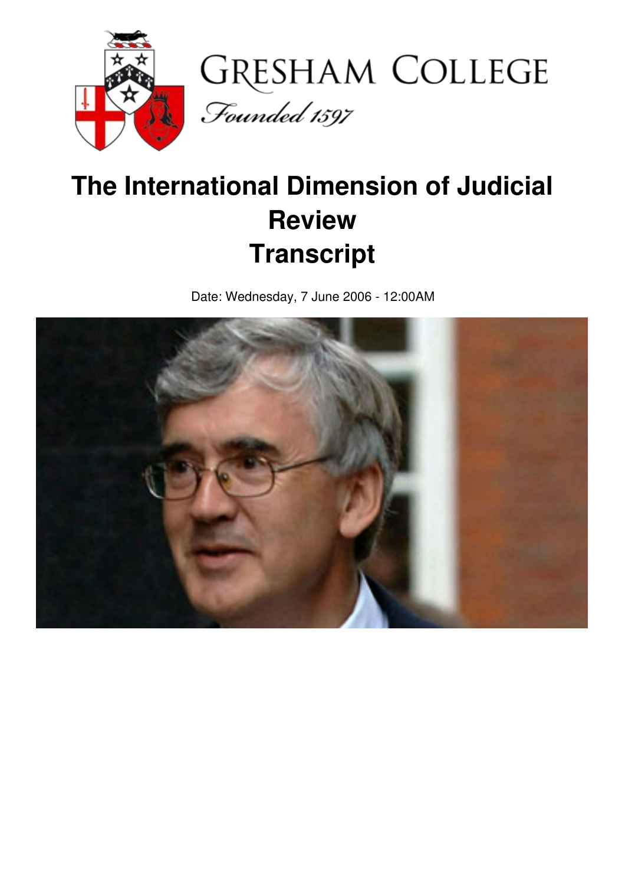# The International Dimension of Judicial Review Transcript

Date: Wednesday, 7 June 2006 - 12:00AM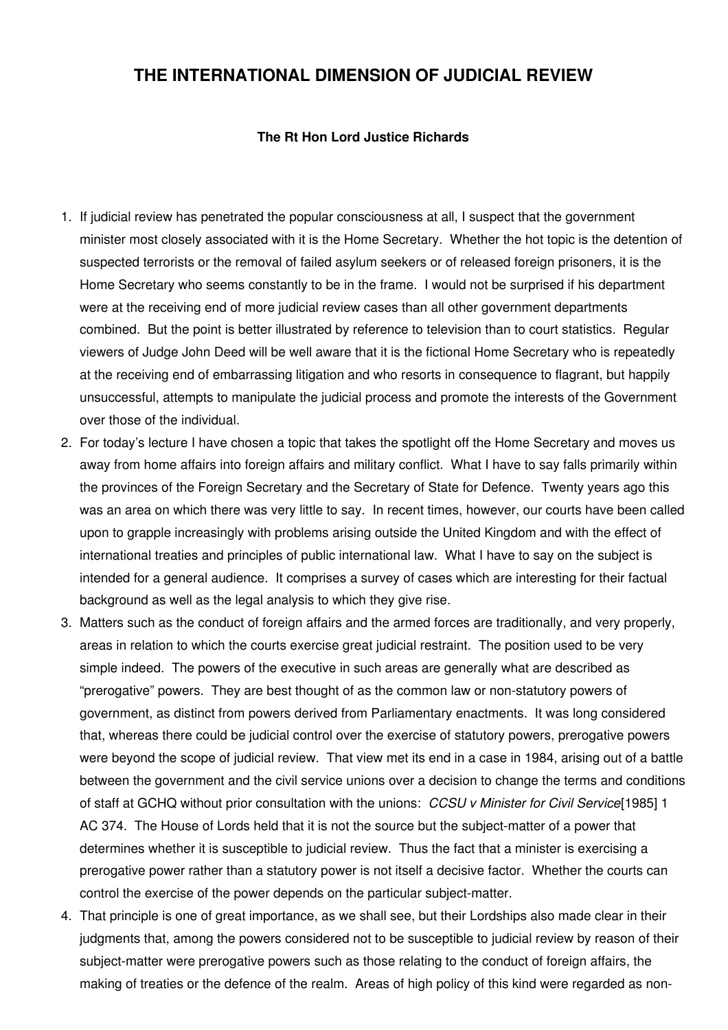# THE INTERNATIONAL DIMENSION OF JUDICIAL REVIEW

**The Rt Hon Lord Justice Richards**

1. If judicial review has penetrated the popular consciousness at all, I suspect that the government minister most closely associated with it is the Home Secretary. Whether the hot topic is the detention of suspected terrorists or the removal of failed asylum seekers or of released foreign prisoners, it is the Home Secretary who seems constantly to be in the frame. I would not be surprised if his department were at the receiving end of more judicial review cases than all other government departments combined. But the point is better illustrated by reference to television than to court statistics. Regular viewers of Judge John Deed will be well aware that it is the fictional Home Secretary who is repeatedly at the receiving end of embarrassing litigation and who resorts in consequence to flagrant, but happily unsuccessful, attempts to manipulate the judicial process and promote the interests of the Government over those of the individual.
2. For today's lecture I have chosen a topic that takes the spotlight off the Home Secretary and moves us away from home affairs into foreign affairs and military conflict. What I have to say falls primarily within the provinces of the Foreign Secretary and the Secretary of State for Defence. Twenty years ago this was an area on which there was very little to say. In recent times, however, our courts have been called upon to grapple increasingly with problems arising outside the United Kingdom and with the effect of international treaties and principles of public international law. What I have to say on the subject is intended for a general audience. It comprises a survey of cases which are interesting for their factual background as well as the legal analysis to which they give rise.
3. Matters such as the conduct of foreign affairs and the armed forces are traditionally, and very properly, areas in relation to which the courts exercise great judicial restraint. The position used to be very simple indeed. The powers of the executive in such areas are generally what are described as "prerogative" powers. They are best thought of as the common law or non-statutory powers of government, as distinct from powers derived from Parliamentary enactments. It was long considered that, whereas there could be judicial control over the exercise of statutory powers, prerogative powers were beyond the scope of judicial review. That view met its end in a case in 1984, arising out of a battle between the government and the civil service unions over a decision to change the terms and conditions of staff at GCHQ without prior consultation with the unions: *CCSU v Minister for Civil Service*[1985] 1 AC 374. The House of Lords held that it is not the source but the subject-matter of a power that determines whether it is susceptible to judicial review. Thus the fact that a minister is exercising a prerogative power rather than a statutory power is not itself a decisive factor. Whether the courts can control the exercise of the power depends on the particular subject-matter.
4. That principle is one of great importance, as we shall see, but their Lordships also made clear in their judgments that, among the powers considered not to be susceptible to judicial review by reason of their subject-matter were prerogative powers such as those relating to the conduct of foreign affairs, the making of treaties or the defence of the realm. Areas of high policy of this kind were regarded as non-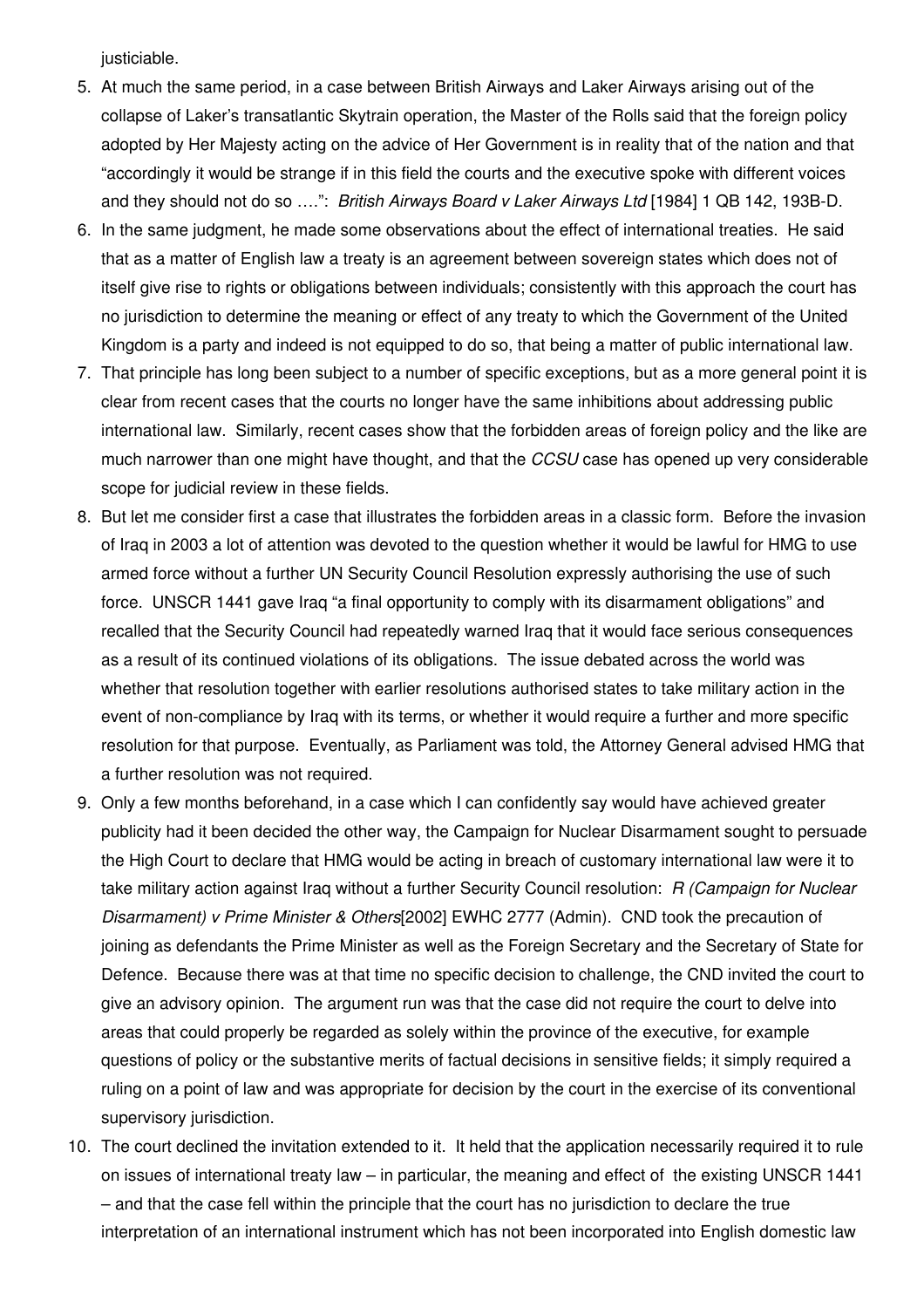justiciable.

5. At much the same period, in a case between British Airways and Laker Airways arising out of the collapse of Laker's transatlantic Skytrain operation, the Master of the Rolls said that the foreign policy adopted by Her Majesty acting on the advice of Her Government is in reality that of the nation and that "accordingly it would be strange if in this field the courts and the executive spoke with different voices and they should not do so ….": *British Airways Board v Laker Airways Ltd* [1984] 1 QB 142, 193B-D.
6. In the same judgment, he made some observations about the effect of international treaties. He said that as a matter of English law a treaty is an agreement between sovereign states which does not of itself give rise to rights or obligations between individuals; consistently with this approach the court has no jurisdiction to determine the meaning or effect of any treaty to which the Government of the United Kingdom is a party and indeed is not equipped to do so, that being a matter of public international law.
7. That principle has long been subject to a number of specific exceptions, but as a more general point it is clear from recent cases that the courts no longer have the same inhibitions about addressing public international law. Similarly, recent cases show that the forbidden areas of foreign policy and the like are much narrower than one might have thought, and that the *CCSU* case has opened up very considerable scope for judicial review in these fields.
8. But let me consider first a case that illustrates the forbidden areas in a classic form. Before the invasion of Iraq in 2003 a lot of attention was devoted to the question whether it would be lawful for HMG to use armed force without a further UN Security Council Resolution expressly authorising the use of such force. UNSCR 1441 gave Iraq "a final opportunity to comply with its disarmament obligations" and recalled that the Security Council had repeatedly warned Iraq that it would face serious consequences as a result of its continued violations of its obligations. The issue debated across the world was whether that resolution together with earlier resolutions authorised states to take military action in the event of non-compliance by Iraq with its terms, or whether it would require a further and more specific resolution for that purpose. Eventually, as Parliament was told, the Attorney General advised HMG that a further resolution was not required.
9. Only a few months beforehand, in a case which I can confidently say would have achieved greater publicity had it been decided the other way, the Campaign for Nuclear Disarmament sought to persuade the High Court to declare that HMG would be acting in breach of customary international law were it to take military action against Iraq without a further Security Council resolution: *R (Campaign for Nuclear Disarmament) v Prime Minister & Others*[2002] EWHC 2777 (Admin). CND took the precaution of joining as defendants the Prime Minister as well as the Foreign Secretary and the Secretary of State for Defence. Because there was at that time no specific decision to challenge, the CND invited the court to give an advisory opinion. The argument run was that the case did not require the court to delve into areas that could properly be regarded as solely within the province of the executive, for example questions of policy or the substantive merits of factual decisions in sensitive fields; it simply required a ruling on a point of law and was appropriate for decision by the court in the exercise of its conventional supervisory jurisdiction.
10. The court declined the invitation extended to it. It held that the application necessarily required it to rule on issues of international treaty law – in particular, the meaning and effect of the existing UNSCR 1441 – and that the case fell within the principle that the court has no jurisdiction to declare the true interpretation of an international instrument which has not been incorporated into English domestic law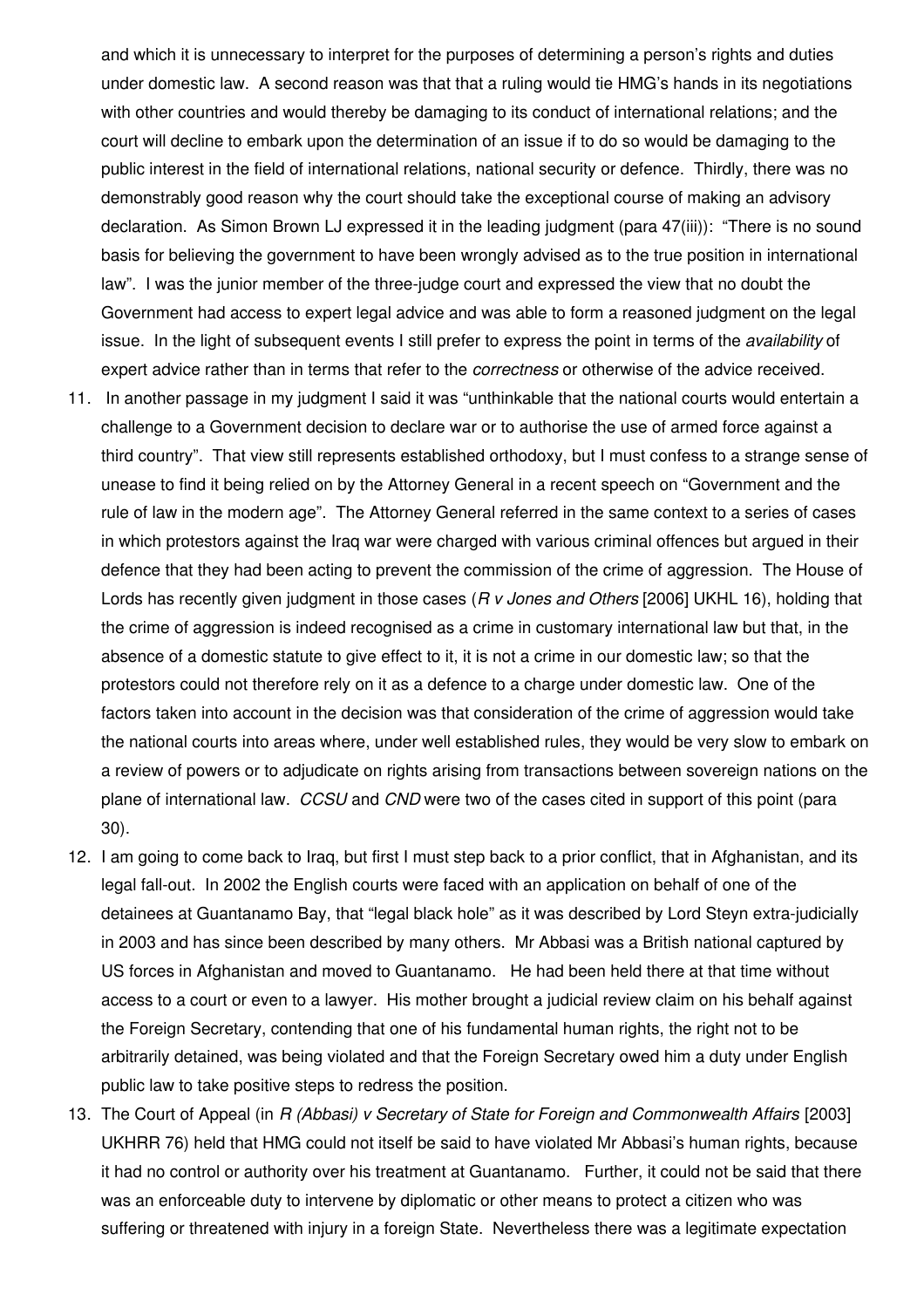and which it is unnecessary to interpret for the purposes of determining a person's rights and duties under domestic law. A second reason was that that a ruling would tie HMG's hands in its negotiations with other countries and would thereby be damaging to its conduct of international relations; and the court will decline to embark upon the determination of an issue if to do so would be damaging to the public interest in the field of international relations, national security or defence. Thirdly, there was no demonstrably good reason why the court should take the exceptional course of making an advisory declaration. As Simon Brown LJ expressed it in the leading judgment (para 47(iii)): "There is no sound basis for believing the government to have been wrongly advised as to the true position in international law". I was the junior member of the three-judge court and expressed the view that no doubt the Government had access to expert legal advice and was able to form a reasoned judgment on the legal issue. In the light of subsequent events I still prefer to express the point in terms of the *availability* of expert advice rather than in terms that refer to the *correctness* or otherwise of the advice received.

11. In another passage in my judgment I said it was "unthinkable that the national courts would entertain a challenge to a Government decision to declare war or to authorise the use of armed force against a third country". That view still represents established orthodoxy, but I must confess to a strange sense of unease to find it being relied on by the Attorney General in a recent speech on "Government and the rule of law in the modern age". The Attorney General referred in the same context to a series of cases in which protestors against the Iraq war were charged with various criminal offences but argued in their defence that they had been acting to prevent the commission of the crime of aggression. The House of Lords has recently given judgment in those cases (*R v Jones and Others* [2006] UKHL 16), holding that the crime of aggression is indeed recognised as a crime in customary international law but that, in the absence of a domestic statute to give effect to it, it is not a crime in our domestic law; so that the protestors could not therefore rely on it as a defence to a charge under domestic law. One of the factors taken into account in the decision was that consideration of the crime of aggression would take the national courts into areas where, under well established rules, they would be very slow to embark on a review of powers or to adjudicate on rights arising from transactions between sovereign nations on the plane of international law. *CCSU* and *CND* were two of the cases cited in support of this point (para 30).

12. I am going to come back to Iraq, but first I must step back to a prior conflict, that in Afghanistan, and its legal fall-out. In 2002 the English courts were faced with an application on behalf of one of the detainees at Guantanamo Bay, that "legal black hole" as it was described by Lord Steyn extra-judicially in 2003 and has since been described by many others. Mr Abbasi was a British national captured by US forces in Afghanistan and moved to Guantanamo. He had been held there at that time without access to a court or even to a lawyer. His mother brought a judicial review claim on his behalf against the Foreign Secretary, contending that one of his fundamental human rights, the right not to be arbitrarily detained, was being violated and that the Foreign Secretary owed him a duty under English public law to take positive steps to redress the position.

13. The Court of Appeal (in *R (Abbasi) v Secretary of State for Foreign and Commonwealth Affairs* [2003] UKHRR 76) held that HMG could not itself be said to have violated Mr Abbasi's human rights, because it had no control or authority over his treatment at Guantanamo. Further, it could not be said that there was an enforceable duty to intervene by diplomatic or other means to protect a citizen who was suffering or threatened with injury in a foreign State. Nevertheless there was a legitimate expectation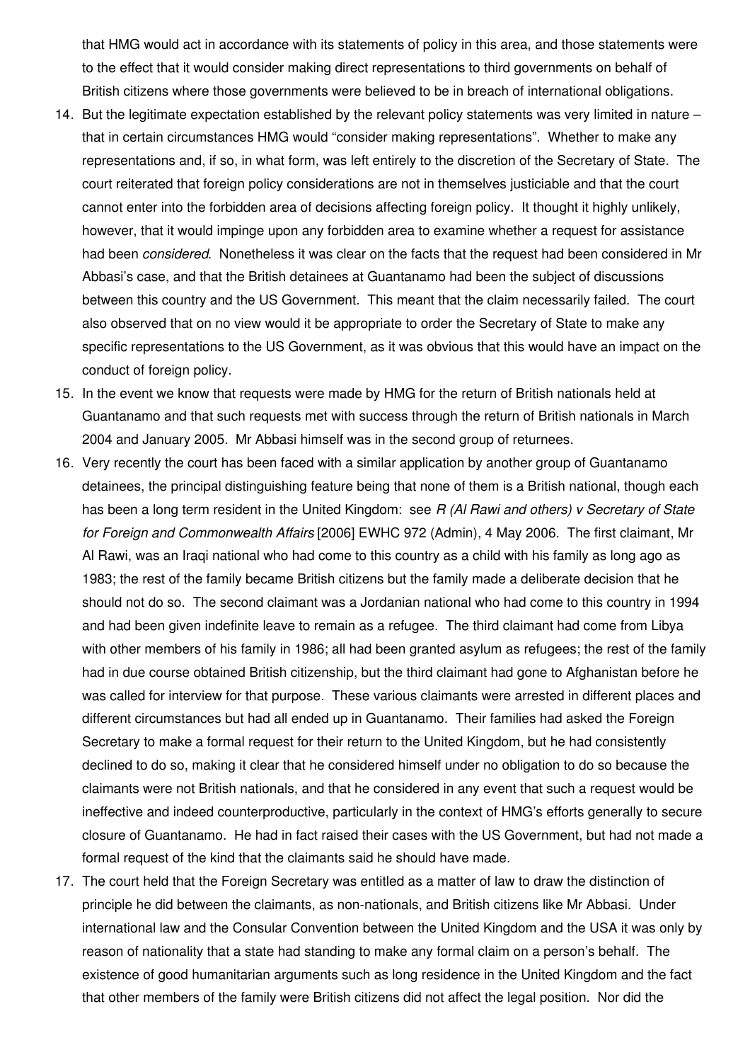that HMG would act in accordance with its statements of policy in this area, and those statements were to the effect that it would consider making direct representations to third governments on behalf of British citizens where those governments were believed to be in breach of international obligations.

14. But the legitimate expectation established by the relevant policy statements was very limited in nature – that in certain circumstances HMG would "consider making representations". Whether to make any representations and, if so, in what form, was left entirely to the discretion of the Secretary of State. The court reiterated that foreign policy considerations are not in themselves justiciable and that the court cannot enter into the forbidden area of decisions affecting foreign policy. It thought it highly unlikely, however, that it would impinge upon any forbidden area to examine whether a request for assistance had been *considered*. Nonetheless it was clear on the facts that the request had been considered in Mr Abbasi's case, and that the British detainees at Guantanamo had been the subject of discussions between this country and the US Government. This meant that the claim necessarily failed. The court also observed that on no view would it be appropriate to order the Secretary of State to make any specific representations to the US Government, as it was obvious that this would have an impact on the conduct of foreign policy.
15. In the event we know that requests were made by HMG for the return of British nationals held at Guantanamo and that such requests met with success through the return of British nationals in March 2004 and January 2005. Mr Abbasi himself was in the second group of returnees.
16. Very recently the court has been faced with a similar application by another group of Guantanamo detainees, the principal distinguishing feature being that none of them is a British national, though each has been a long term resident in the United Kingdom: see *R (Al Rawi and others) v Secretary of State for Foreign and Commonwealth Affairs* [2006] EWHC 972 (Admin), 4 May 2006. The first claimant, Mr Al Rawi, was an Iraqi national who had come to this country as a child with his family as long ago as 1983; the rest of the family became British citizens but the family made a deliberate decision that he should not do so. The second claimant was a Jordanian national who had come to this country in 1994 and had been given indefinite leave to remain as a refugee. The third claimant had come from Libya with other members of his family in 1986; all had been granted asylum as refugees; the rest of the family had in due course obtained British citizenship, but the third claimant had gone to Afghanistan before he was called for interview for that purpose. These various claimants were arrested in different places and different circumstances but had all ended up in Guantanamo. Their families had asked the Foreign Secretary to make a formal request for their return to the United Kingdom, but he had consistently declined to do so, making it clear that he considered himself under no obligation to do so because the claimants were not British nationals, and that he considered in any event that such a request would be ineffective and indeed counterproductive, particularly in the context of HMG's efforts generally to secure closure of Guantanamo. He had in fact raised their cases with the US Government, but had not made a formal request of the kind that the claimants said he should have made.
17. The court held that the Foreign Secretary was entitled as a matter of law to draw the distinction of principle he did between the claimants, as non-nationals, and British citizens like Mr Abbasi. Under international law and the Consular Convention between the United Kingdom and the USA it was only by reason of nationality that a state had standing to make any formal claim on a person's behalf. The existence of good humanitarian arguments such as long residence in the United Kingdom and the fact that other members of the family were British citizens did not affect the legal position. Nor did the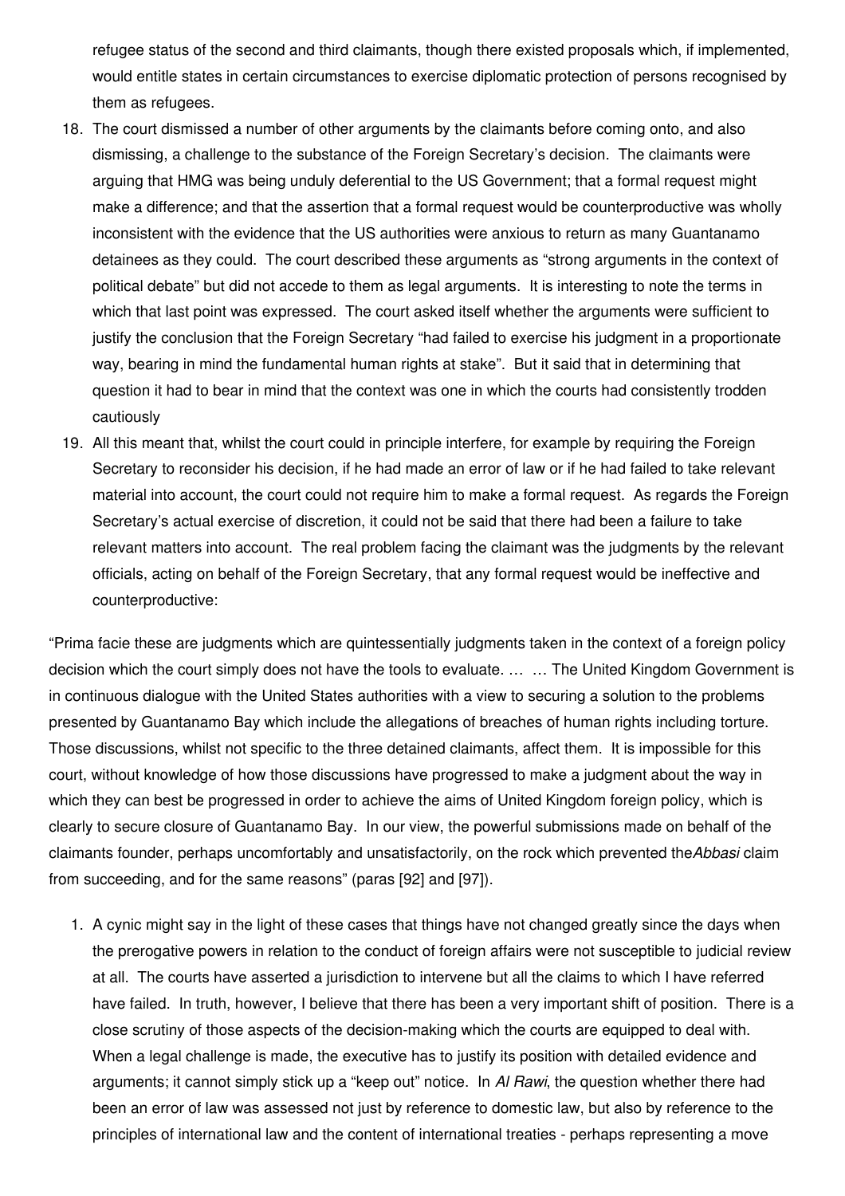refugee status of the second and third claimants, though there existed proposals which, if implemented, would entitle states in certain circumstances to exercise diplomatic protection of persons recognised by them as refugees.

18. The court dismissed a number of other arguments by the claimants before coming onto, and also dismissing, a challenge to the substance of the Foreign Secretary's decision. The claimants were arguing that HMG was being unduly deferential to the US Government; that a formal request might make a difference; and that the assertion that a formal request would be counterproductive was wholly inconsistent with the evidence that the US authorities were anxious to return as many Guantanamo detainees as they could. The court described these arguments as "strong arguments in the context of political debate" but did not accede to them as legal arguments. It is interesting to note the terms in which that last point was expressed. The court asked itself whether the arguments were sufficient to justify the conclusion that the Foreign Secretary "had failed to exercise his judgment in a proportionate way, bearing in mind the fundamental human rights at stake". But it said that in determining that question it had to bear in mind that the context was one in which the courts had consistently trodden cautiously
19. All this meant that, whilst the court could in principle interfere, for example by requiring the Foreign Secretary to reconsider his decision, if he had made an error of law or if he had failed to take relevant material into account, the court could not require him to make a formal request. As regards the Foreign Secretary's actual exercise of discretion, it could not be said that there had been a failure to take relevant matters into account. The real problem facing the claimant was the judgments by the relevant officials, acting on behalf of the Foreign Secretary, that any formal request would be ineffective and counterproductive:

"Prima facie these are judgments which are quintessentially judgments taken in the context of a foreign policy decision which the court simply does not have the tools to evaluate. … … The United Kingdom Government is in continuous dialogue with the United States authorities with a view to securing a solution to the problems presented by Guantanamo Bay which include the allegations of breaches of human rights including torture. Those discussions, whilst not specific to the three detained claimants, affect them. It is impossible for this court, without knowledge of how those discussions have progressed to make a judgment about the way in which they can best be progressed in order to achieve the aims of United Kingdom foreign policy, which is clearly to secure closure of Guantanamo Bay. In our view, the powerful submissions made on behalf of the claimants founder, perhaps uncomfortably and unsatisfactorily, on the rock which prevented the *Abbasi* claim from succeeding, and for the same reasons" (paras [92] and [97]).

1. A cynic might say in the light of these cases that things have not changed greatly since the days when the prerogative powers in relation to the conduct of foreign affairs were not susceptible to judicial review at all. The courts have asserted a jurisdiction to intervene but all the claims to which I have referred have failed. In truth, however, I believe that there has been a very important shift of position. There is a close scrutiny of those aspects of the decision-making which the courts are equipped to deal with. When a legal challenge is made, the executive has to justify its position with detailed evidence and arguments; it cannot simply stick up a "keep out" notice. In *Al Rawi*, the question whether there had been an error of law was assessed not just by reference to domestic law, but also by reference to the principles of international law and the content of international treaties - perhaps representing a move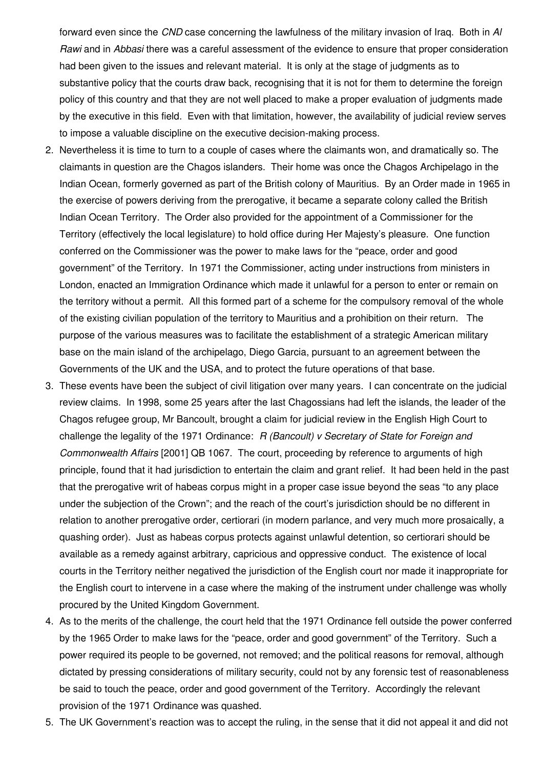forward even since the *CND* case concerning the lawfulness of the military invasion of Iraq. Both in *Al Rawi* and in *Abbasi* there was a careful assessment of the evidence to ensure that proper consideration had been given to the issues and relevant material. It is only at the stage of judgments as to substantive policy that the courts draw back, recognising that it is not for them to determine the foreign policy of this country and that they are not well placed to make a proper evaluation of judgments made by the executive in this field. Even with that limitation, however, the availability of judicial review serves to impose a valuable discipline on the executive decision-making process.

2. Nevertheless it is time to turn to a couple of cases where the claimants won, and dramatically so. The claimants in question are the Chagos islanders. Their home was once the Chagos Archipelago in the Indian Ocean, formerly governed as part of the British colony of Mauritius. By an Order made in 1965 in the exercise of powers deriving from the prerogative, it became a separate colony called the British Indian Ocean Territory. The Order also provided for the appointment of a Commissioner for the Territory (effectively the local legislature) to hold office during Her Majesty's pleasure. One function conferred on the Commissioner was the power to make laws for the "peace, order and good government" of the Territory. In 1971 the Commissioner, acting under instructions from ministers in London, enacted an Immigration Ordinance which made it unlawful for a person to enter or remain on the territory without a permit. All this formed part of a scheme for the compulsory removal of the whole of the existing civilian population of the territory to Mauritius and a prohibition on their return. The purpose of the various measures was to facilitate the establishment of a strategic American military base on the main island of the archipelago, Diego Garcia, pursuant to an agreement between the Governments of the UK and the USA, and to protect the future operations of that base.
3. These events have been the subject of civil litigation over many years. I can concentrate on the judicial review claims. In 1998, some 25 years after the last Chagossians had left the islands, the leader of the Chagos refugee group, Mr Bancoult, brought a claim for judicial review in the English High Court to challenge the legality of the 1971 Ordinance: *R (Bancoult) v Secretary of State for Foreign and Commonwealth Affairs* [2001] QB 1067. The court, proceeding by reference to arguments of high principle, found that it had jurisdiction to entertain the claim and grant relief. It had been held in the past that the prerogative writ of habeas corpus might in a proper case issue beyond the seas "to any place under the subjection of the Crown"; and the reach of the court's jurisdiction should be no different in relation to another prerogative order, certiorari (in modern parlance, and very much more prosaically, a quashing order). Just as habeas corpus protects against unlawful detention, so certiorari should be available as a remedy against arbitrary, capricious and oppressive conduct. The existence of local courts in the Territory neither negatived the jurisdiction of the English court nor made it inappropriate for the English court to intervene in a case where the making of the instrument under challenge was wholly procured by the United Kingdom Government.
4. As to the merits of the challenge, the court held that the 1971 Ordinance fell outside the power conferred by the 1965 Order to make laws for the "peace, order and good government" of the Territory. Such a power required its people to be governed, not removed; and the political reasons for removal, although dictated by pressing considerations of military security, could not by any forensic test of reasonableness be said to touch the peace, order and good government of the Territory. Accordingly the relevant provision of the 1971 Ordinance was quashed.
5. The UK Government's reaction was to accept the ruling, in the sense that it did not appeal it and did not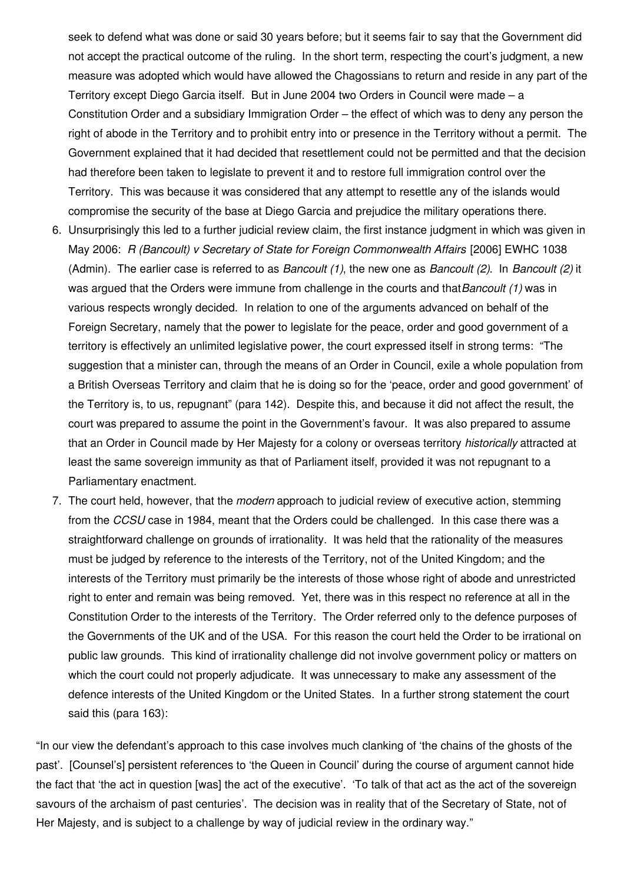seek to defend what was done or said 30 years before; but it seems fair to say that the Government did not accept the practical outcome of the ruling. In the short term, respecting the court's judgment, a new measure was adopted which would have allowed the Chagossians to return and reside in any part of the Territory except Diego Garcia itself. But in June 2004 two Orders in Council were made – a Constitution Order and a subsidiary Immigration Order – the effect of which was to deny any person the right of abode in the Territory and to prohibit entry into or presence in the Territory without a permit. The Government explained that it had decided that resettlement could not be permitted and that the decision had therefore been taken to legislate to prevent it and to restore full immigration control over the Territory. This was because it was considered that any attempt to resettle any of the islands would compromise the security of the base at Diego Garcia and prejudice the military operations there.

6. Unsurprisingly this led to a further judicial review claim, the first instance judgment in which was given in May 2006: *R (Bancoult) v Secretary of State for Foreign Commonwealth Affairs* [2006] EWHC 1038 (Admin). The earlier case is referred to as *Bancoult (1)*, the new one as *Bancoult (2)*. In *Bancoult (2)* it was argued that the Orders were immune from challenge in the courts and that *Bancoult (1)* was in various respects wrongly decided. In relation to one of the arguments advanced on behalf of the Foreign Secretary, namely that the power to legislate for the peace, order and good government of a territory is effectively an unlimited legislative power, the court expressed itself in strong terms: "The suggestion that a minister can, through the means of an Order in Council, exile a whole population from a British Overseas Territory and claim that he is doing so for the 'peace, order and good government' of the Territory is, to us, repugnant" (para 142). Despite this, and because it did not affect the result, the court was prepared to assume the point in the Government's favour. It was also prepared to assume that an Order in Council made by Her Majesty for a colony or overseas territory *historically* attracted at least the same sovereign immunity as that of Parliament itself, provided it was not repugnant to a Parliamentary enactment.

7. The court held, however, that the *modern* approach to judicial review of executive action, stemming from the *CCSU* case in 1984, meant that the Orders could be challenged. In this case there was a straightforward challenge on grounds of irrationality. It was held that the rationality of the measures must be judged by reference to the interests of the Territory, not of the United Kingdom; and the interests of the Territory must primarily be the interests of those whose right of abode and unrestricted right to enter and remain was being removed. Yet, there was in this respect no reference at all in the Constitution Order to the interests of the Territory. The Order referred only to the defence purposes of the Governments of the UK and of the USA. For this reason the court held the Order to be irrational on public law grounds. This kind of irrationality challenge did not involve government policy or matters on which the court could not properly adjudicate. It was unnecessary to make any assessment of the defence interests of the United Kingdom or the United States. In a further strong statement the court said this (para 163):

"In our view the defendant's approach to this case involves much clanking of 'the chains of the ghosts of the past'. [Counsel's] persistent references to 'the Queen in Council' during the course of argument cannot hide the fact that 'the act in question [was] the act of the executive'. 'To talk of that act as the act of the sovereign savours of the archaism of past centuries'. The decision was in reality that of the Secretary of State, not of Her Majesty, and is subject to a challenge by way of judicial review in the ordinary way."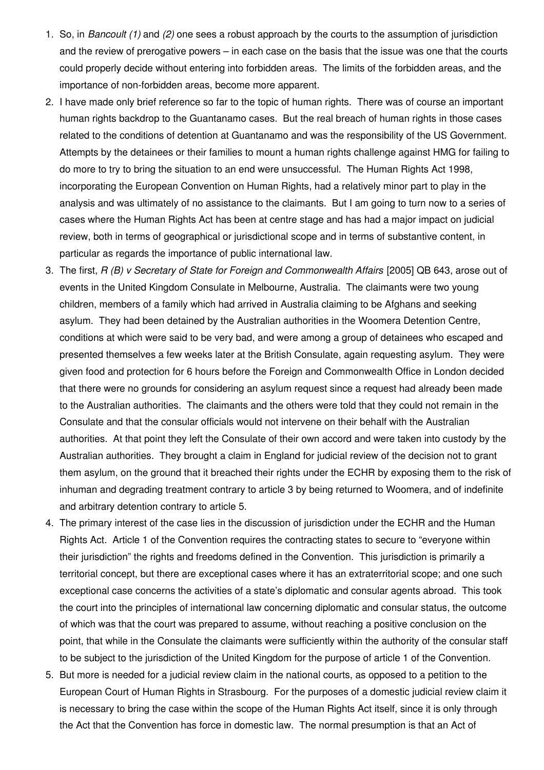1. So, in *Bancoult (1)* and *(2)* one sees a robust approach by the courts to the assumption of jurisdiction and the review of prerogative powers – in each case on the basis that the issue was one that the courts could properly decide without entering into forbidden areas. The limits of the forbidden areas, and the importance of non-forbidden areas, become more apparent.
2. I have made only brief reference so far to the topic of human rights. There was of course an important human rights backdrop to the Guantanamo cases. But the real breach of human rights in those cases related to the conditions of detention at Guantanamo and was the responsibility of the US Government. Attempts by the detainees or their families to mount a human rights challenge against HMG for failing to do more to try to bring the situation to an end were unsuccessful. The Human Rights Act 1998, incorporating the European Convention on Human Rights, had a relatively minor part to play in the analysis and was ultimately of no assistance to the claimants. But I am going to turn now to a series of cases where the Human Rights Act has been at centre stage and has had a major impact on judicial review, both in terms of geographical or jurisdictional scope and in terms of substantive content, in particular as regards the importance of public international law.
3. The first, *R (B) v Secretary of State for Foreign and Commonwealth Affairs* [2005] QB 643, arose out of events in the United Kingdom Consulate in Melbourne, Australia. The claimants were two young children, members of a family which had arrived in Australia claiming to be Afghans and seeking asylum. They had been detained by the Australian authorities in the Woomera Detention Centre, conditions at which were said to be very bad, and were among a group of detainees who escaped and presented themselves a few weeks later at the British Consulate, again requesting asylum. They were given food and protection for 6 hours before the Foreign and Commonwealth Office in London decided that there were no grounds for considering an asylum request since a request had already been made to the Australian authorities. The claimants and the others were told that they could not remain in the Consulate and that the consular officials would not intervene on their behalf with the Australian authorities. At that point they left the Consulate of their own accord and were taken into custody by the Australian authorities. They brought a claim in England for judicial review of the decision not to grant them asylum, on the ground that it breached their rights under the ECHR by exposing them to the risk of inhuman and degrading treatment contrary to article 3 by being returned to Woomera, and of indefinite and arbitrary detention contrary to article 5.
4. The primary interest of the case lies in the discussion of jurisdiction under the ECHR and the Human Rights Act. Article 1 of the Convention requires the contracting states to secure to "everyone within their jurisdiction" the rights and freedoms defined in the Convention. This jurisdiction is primarily a territorial concept, but there are exceptional cases where it has an extraterritorial scope; and one such exceptional case concerns the activities of a state's diplomatic and consular agents abroad. This took the court into the principles of international law concerning diplomatic and consular status, the outcome of which was that the court was prepared to assume, without reaching a positive conclusion on the point, that while in the Consulate the claimants were sufficiently within the authority of the consular staff to be subject to the jurisdiction of the United Kingdom for the purpose of article 1 of the Convention.
5. But more is needed for a judicial review claim in the national courts, as opposed to a petition to the European Court of Human Rights in Strasbourg. For the purposes of a domestic judicial review claim it is necessary to bring the case within the scope of the Human Rights Act itself, since it is only through the Act that the Convention has force in domestic law. The normal presumption is that an Act of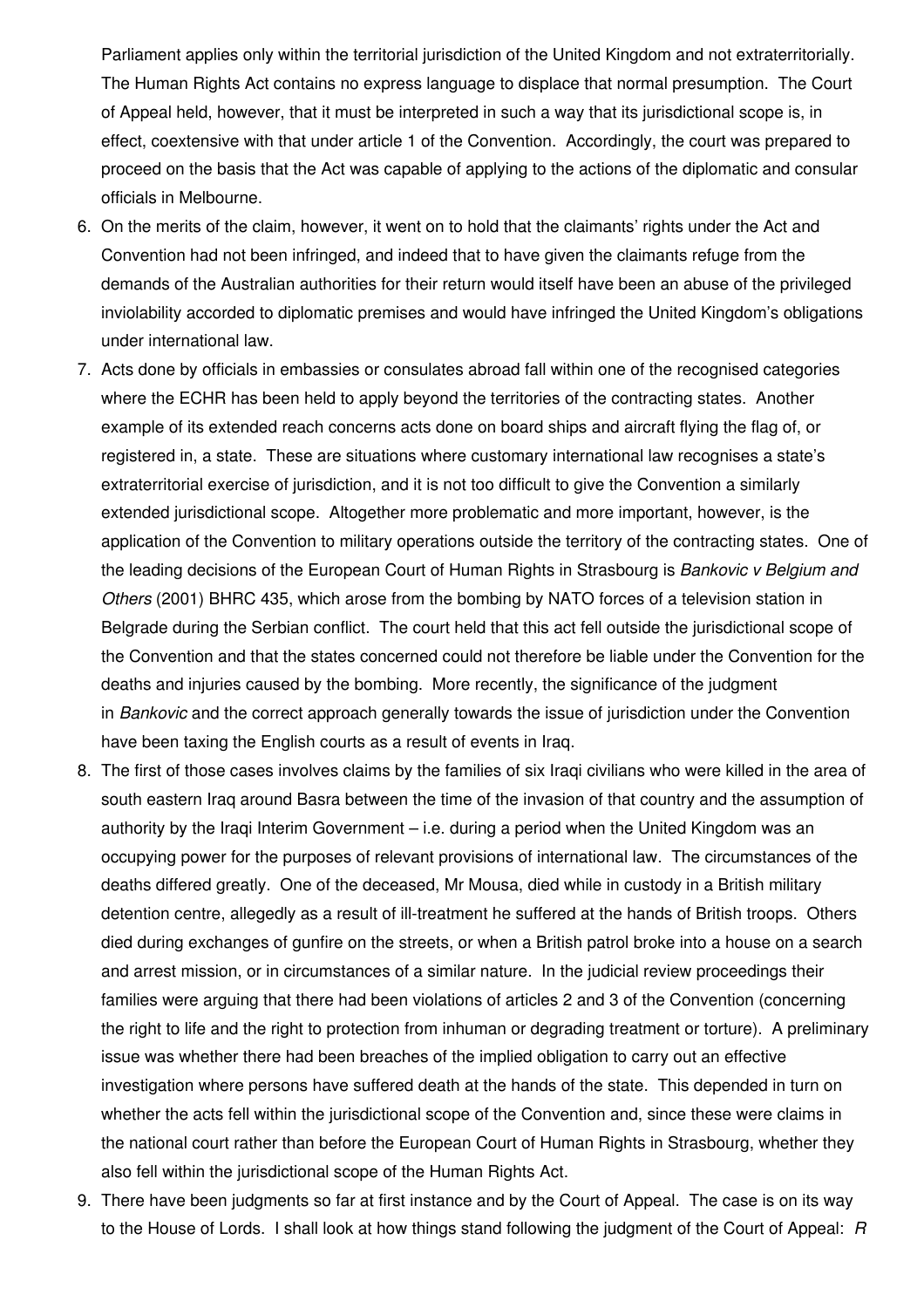Parliament applies only within the territorial jurisdiction of the United Kingdom and not extraterritorially. The Human Rights Act contains no express language to displace that normal presumption. The Court of Appeal held, however, that it must be interpreted in such a way that its jurisdictional scope is, in effect, coextensive with that under article 1 of the Convention. Accordingly, the court was prepared to proceed on the basis that the Act was capable of applying to the actions of the diplomatic and consular officials in Melbourne.

6. On the merits of the claim, however, it went on to hold that the claimants' rights under the Act and Convention had not been infringed, and indeed that to have given the claimants refuge from the demands of the Australian authorities for their return would itself have been an abuse of the privileged inviolability accorded to diplomatic premises and would have infringed the United Kingdom's obligations under international law.
7. Acts done by officials in embassies or consulates abroad fall within one of the recognised categories where the ECHR has been held to apply beyond the territories of the contracting states. Another example of its extended reach concerns acts done on board ships and aircraft flying the flag of, or registered in, a state. These are situations where customary international law recognises a state's extraterritorial exercise of jurisdiction, and it is not too difficult to give the Convention a similarly extended jurisdictional scope. Altogether more problematic and more important, however, is the application of the Convention to military operations outside the territory of the contracting states. One of the leading decisions of the European Court of Human Rights in Strasbourg is *Bankovic v Belgium and Others* (2001) BHRC 435, which arose from the bombing by NATO forces of a television station in Belgrade during the Serbian conflict. The court held that this act fell outside the jurisdictional scope of the Convention and that the states concerned could not therefore be liable under the Convention for the deaths and injuries caused by the bombing. More recently, the significance of the judgment in *Bankovic* and the correct approach generally towards the issue of jurisdiction under the Convention have been taxing the English courts as a result of events in Iraq.
8. The first of those cases involves claims by the families of six Iraqi civilians who were killed in the area of south eastern Iraq around Basra between the time of the invasion of that country and the assumption of authority by the Iraqi Interim Government – i.e. during a period when the United Kingdom was an occupying power for the purposes of relevant provisions of international law. The circumstances of the deaths differed greatly. One of the deceased, Mr Mousa, died while in custody in a British military detention centre, allegedly as a result of ill-treatment he suffered at the hands of British troops. Others died during exchanges of gunfire on the streets, or when a British patrol broke into a house on a search and arrest mission, or in circumstances of a similar nature. In the judicial review proceedings their families were arguing that there had been violations of articles 2 and 3 of the Convention (concerning the right to life and the right to protection from inhuman or degrading treatment or torture). A preliminary issue was whether there had been breaches of the implied obligation to carry out an effective investigation where persons have suffered death at the hands of the state. This depended in turn on whether the acts fell within the jurisdictional scope of the Convention and, since these were claims in the national court rather than before the European Court of Human Rights in Strasbourg, whether they also fell within the jurisdictional scope of the Human Rights Act.
9. There have been judgments so far at first instance and by the Court of Appeal. The case is on its way to the House of Lords. I shall look at how things stand following the judgment of the Court of Appeal: *R*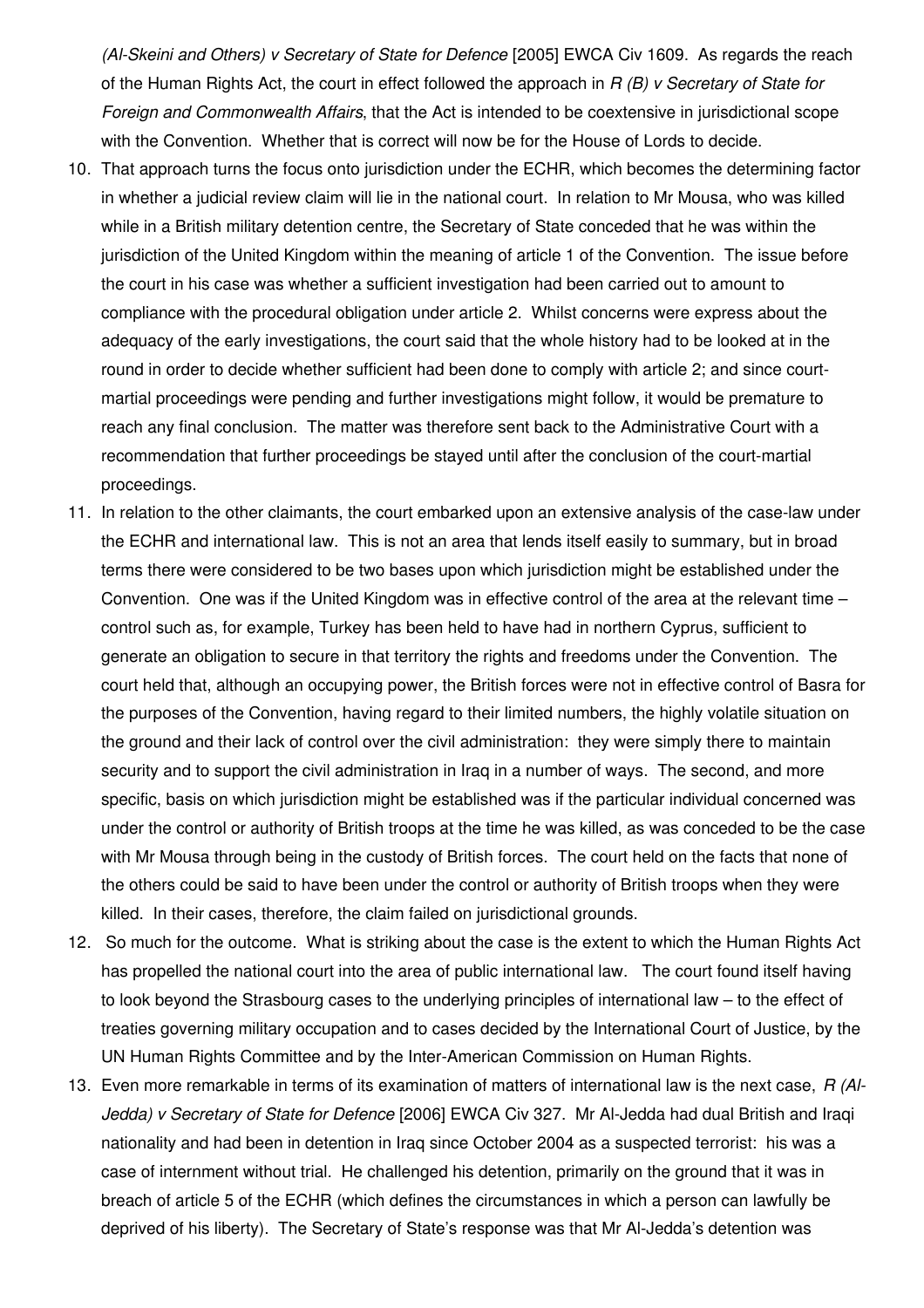*(Al-Skeini and Others) v Secretary of State for Defence* [2005] EWCA Civ 1609. As regards the reach of the Human Rights Act, the court in effect followed the approach in *R (B) v Secretary of State for Foreign and Commonwealth Affairs*, that the Act is intended to be coextensive in jurisdictional scope with the Convention. Whether that is correct will now be for the House of Lords to decide.

10. That approach turns the focus onto jurisdiction under the ECHR, which becomes the determining factor in whether a judicial review claim will lie in the national court. In relation to Mr Mousa, who was killed while in a British military detention centre, the Secretary of State conceded that he was within the jurisdiction of the United Kingdom within the meaning of article 1 of the Convention. The issue before the court in his case was whether a sufficient investigation had been carried out to amount to compliance with the procedural obligation under article 2. Whilst concerns were express about the adequacy of the early investigations, the court said that the whole history had to be looked at in the round in order to decide whether sufficient had been done to comply with article 2; and since court-martial proceedings were pending and further investigations might follow, it would be premature to reach any final conclusion. The matter was therefore sent back to the Administrative Court with a recommendation that further proceedings be stayed until after the conclusion of the court-martial proceedings.

11. In relation to the other claimants, the court embarked upon an extensive analysis of the case-law under the ECHR and international law. This is not an area that lends itself easily to summary, but in broad terms there were considered to be two bases upon which jurisdiction might be established under the Convention. One was if the United Kingdom was in effective control of the area at the relevant time – control such as, for example, Turkey has been held to have had in northern Cyprus, sufficient to generate an obligation to secure in that territory the rights and freedoms under the Convention. The court held that, although an occupying power, the British forces were not in effective control of Basra for the purposes of the Convention, having regard to their limited numbers, the highly volatile situation on the ground and their lack of control over the civil administration: they were simply there to maintain security and to support the civil administration in Iraq in a number of ways. The second, and more specific, basis on which jurisdiction might be established was if the particular individual concerned was under the control or authority of British troops at the time he was killed, as was conceded to be the case with Mr Mousa through being in the custody of British forces. The court held on the facts that none of the others could be said to have been under the control or authority of British troops when they were killed. In their cases, therefore, the claim failed on jurisdictional grounds.

12. So much for the outcome. What is striking about the case is the extent to which the Human Rights Act has propelled the national court into the area of public international law. The court found itself having to look beyond the Strasbourg cases to the underlying principles of international law – to the effect of treaties governing military occupation and to cases decided by the International Court of Justice, by the UN Human Rights Committee and by the Inter-American Commission on Human Rights.

13. Even more remarkable in terms of its examination of matters of international law is the next case, *R (Al-Jedda) v Secretary of State for Defence* [2006] EWCA Civ 327. Mr Al-Jedda had dual British and Iraqi nationality and had been in detention in Iraq since October 2004 as a suspected terrorist: his was a case of internment without trial. He challenged his detention, primarily on the ground that it was in breach of article 5 of the ECHR (which defines the circumstances in which a person can lawfully be deprived of his liberty). The Secretary of State's response was that Mr Al-Jedda's detention was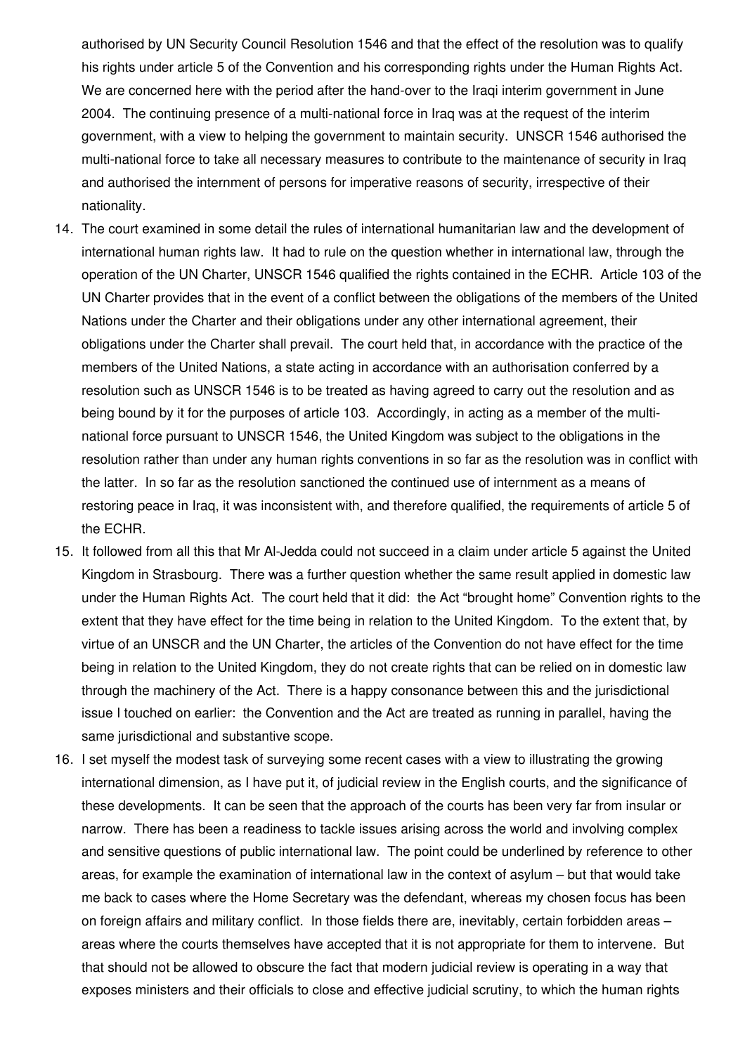authorised by UN Security Council Resolution 1546 and that the effect of the resolution was to qualify his rights under article 5 of the Convention and his corresponding rights under the Human Rights Act. We are concerned here with the period after the hand-over to the Iraqi interim government in June 2004. The continuing presence of a multi-national force in Iraq was at the request of the interim government, with a view to helping the government to maintain security. UNSCR 1546 authorised the multi-national force to take all necessary measures to contribute to the maintenance of security in Iraq and authorised the internment of persons for imperative reasons of security, irrespective of their nationality.

14. The court examined in some detail the rules of international humanitarian law and the development of international human rights law. It had to rule on the question whether in international law, through the operation of the UN Charter, UNSCR 1546 qualified the rights contained in the ECHR. Article 103 of the UN Charter provides that in the event of a conflict between the obligations of the members of the United Nations under the Charter and their obligations under any other international agreement, their obligations under the Charter shall prevail. The court held that, in accordance with the practice of the members of the United Nations, a state acting in accordance with an authorisation conferred by a resolution such as UNSCR 1546 is to be treated as having agreed to carry out the resolution and as being bound by it for the purposes of article 103. Accordingly, in acting as a member of the multi-national force pursuant to UNSCR 1546, the United Kingdom was subject to the obligations in the resolution rather than under any human rights conventions in so far as the resolution was in conflict with the latter. In so far as the resolution sanctioned the continued use of internment as a means of restoring peace in Iraq, it was inconsistent with, and therefore qualified, the requirements of article 5 of the ECHR.

15. It followed from all this that Mr Al-Jedda could not succeed in a claim under article 5 against the United Kingdom in Strasbourg. There was a further question whether the same result applied in domestic law under the Human Rights Act. The court held that it did: the Act "brought home" Convention rights to the extent that they have effect for the time being in relation to the United Kingdom. To the extent that, by virtue of an UNSCR and the UN Charter, the articles of the Convention do not have effect for the time being in relation to the United Kingdom, they do not create rights that can be relied on in domestic law through the machinery of the Act. There is a happy consonance between this and the jurisdictional issue I touched on earlier: the Convention and the Act are treated as running in parallel, having the same jurisdictional and substantive scope.

16. I set myself the modest task of surveying some recent cases with a view to illustrating the growing international dimension, as I have put it, of judicial review in the English courts, and the significance of these developments. It can be seen that the approach of the courts has been very far from insular or narrow. There has been a readiness to tackle issues arising across the world and involving complex and sensitive questions of public international law. The point could be underlined by reference to other areas, for example the examination of international law in the context of asylum – but that would take me back to cases where the Home Secretary was the defendant, whereas my chosen focus has been on foreign affairs and military conflict. In those fields there are, inevitably, certain forbidden areas – areas where the courts themselves have accepted that it is not appropriate for them to intervene. But that should not be allowed to obscure the fact that modern judicial review is operating in a way that exposes ministers and their officials to close and effective judicial scrutiny, to which the human rights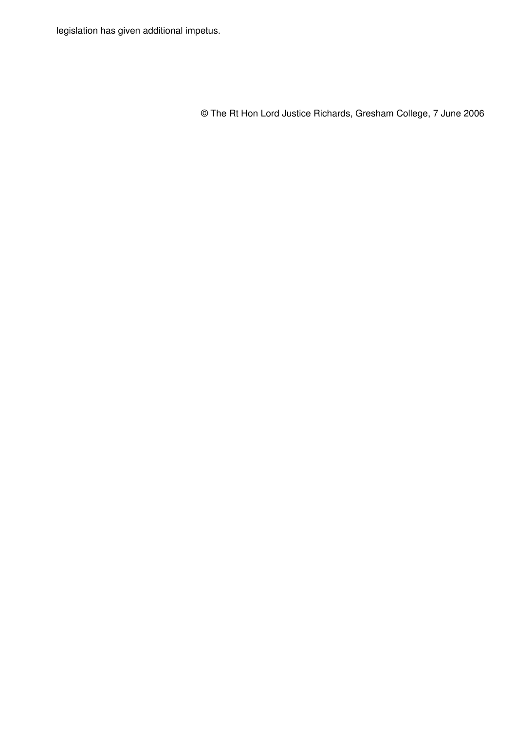legislation has given additional impetus.

© The Rt Hon Lord Justice Richards, Gresham College, 7 June 2006